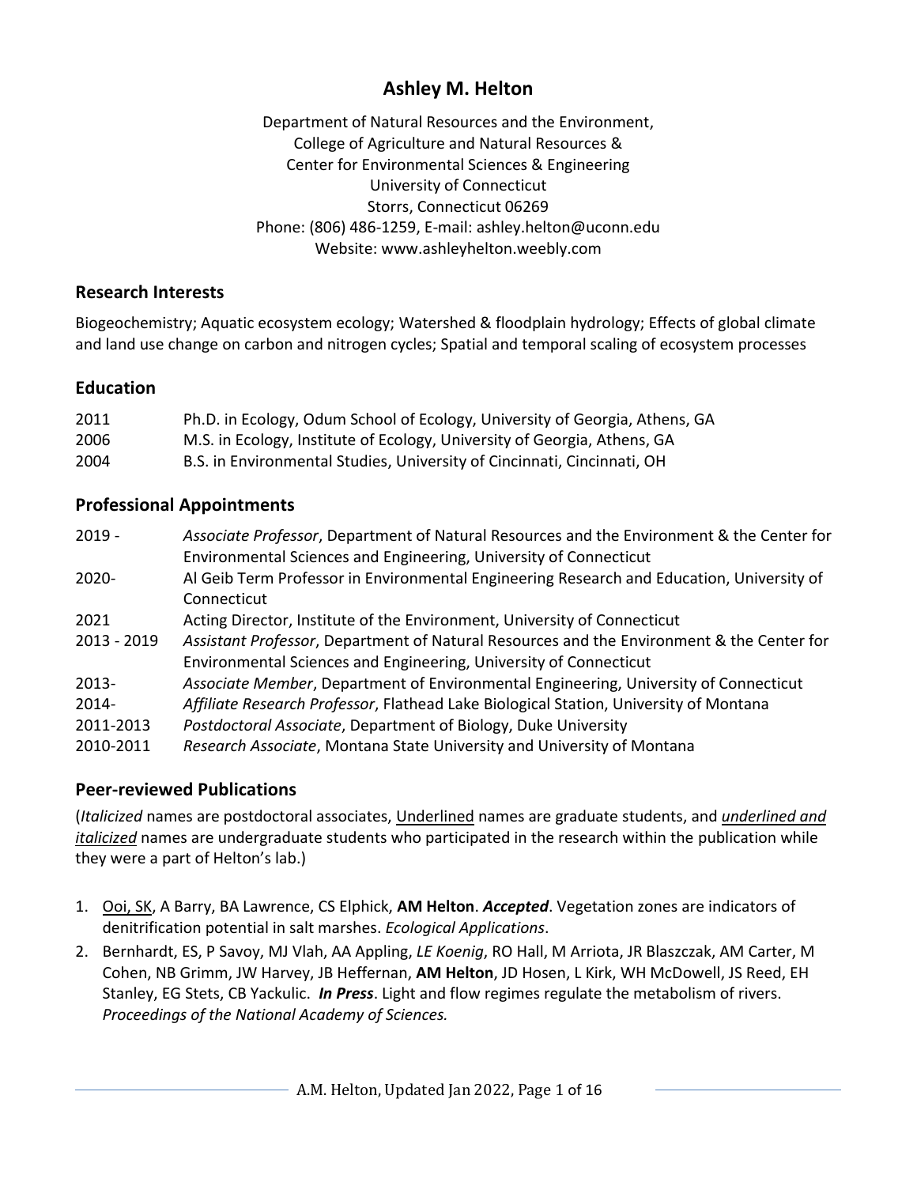# Ashley M. Helton

Department of Natural Resources and the Environment,
College of Agriculture and Natural Resources &
Center for Environmental Sciences & Engineering
University of Connecticut
Storrs, Connecticut 06269
Phone: (806) 486-1259, E-mail: ashley.helton@uconn.edu
Website: www.ashleyhelton.weebly.com

## Research Interests

Biogeochemistry; Aquatic ecosystem ecology; Watershed & floodplain hydrology; Effects of global climate and land use change on carbon and nitrogen cycles; Spatial and temporal scaling of ecosystem processes

## Education

| | |
|---|---|
| 2011 | Ph.D. in Ecology, Odum School of Ecology, University of Georgia, Athens, GA |
| 2006 | M.S. in Ecology, Institute of Ecology, University of Georgia, Athens, GA |
| 2004 | B.S. in Environmental Studies, University of Cincinnati, Cincinnati, OH |

## Professional Appointments

| | |
|---|---|
| 2019 - | *Associate Professor*, Department of Natural Resources and the Environment & the Center for Environmental Sciences and Engineering, University of Connecticut |
| 2020- | Al Geib Term Professor in Environmental Engineering Research and Education, University of Connecticut |
| 2021 | Acting Director, Institute of the Environment, University of Connecticut |
| 2013 - 2019 | *Assistant Professor*, Department of Natural Resources and the Environment & the Center for Environmental Sciences and Engineering, University of Connecticut |
| 2013- | *Associate Member*, Department of Environmental Engineering, University of Connecticut |
| 2014- | *Affiliate Research Professor*, Flathead Lake Biological Station, University of Montana |
| 2011-2013 | *Postdoctoral Associate*, Department of Biology, Duke University |
| 2010-2011 | *Research Associate*, Montana State University and University of Montana |

## Peer-reviewed Publications

(*Italicized* names are postdoctoral associates, <u>Underlined</u> names are graduate students, and <u>*underlined and italicized*</u> names are undergraduate students who participated in the research within the publication while they were a part of Helton's lab.)

1. <u>Ooi, SK</u>, A Barry, BA Lawrence, CS Elphick, **AM Helton**. ***Accepted***. Vegetation zones are indicators of denitrification potential in salt marshes. *Ecological Applications*.
2. Bernhardt, ES, P Savoy, MJ Vlah, AA Appling, *LE Koenig*, RO Hall, M Arriota, JR Blaszczak, AM Carter, M Cohen, NB Grimm, JW Harvey, JB Heffernan, **AM Helton**, JD Hosen, L Kirk, WH McDowell, JS Reed, EH Stanley, EG Stets, CB Yackulic. ***In Press***. Light and flow regimes regulate the metabolism of rivers. *Proceedings of the National Academy of Sciences.*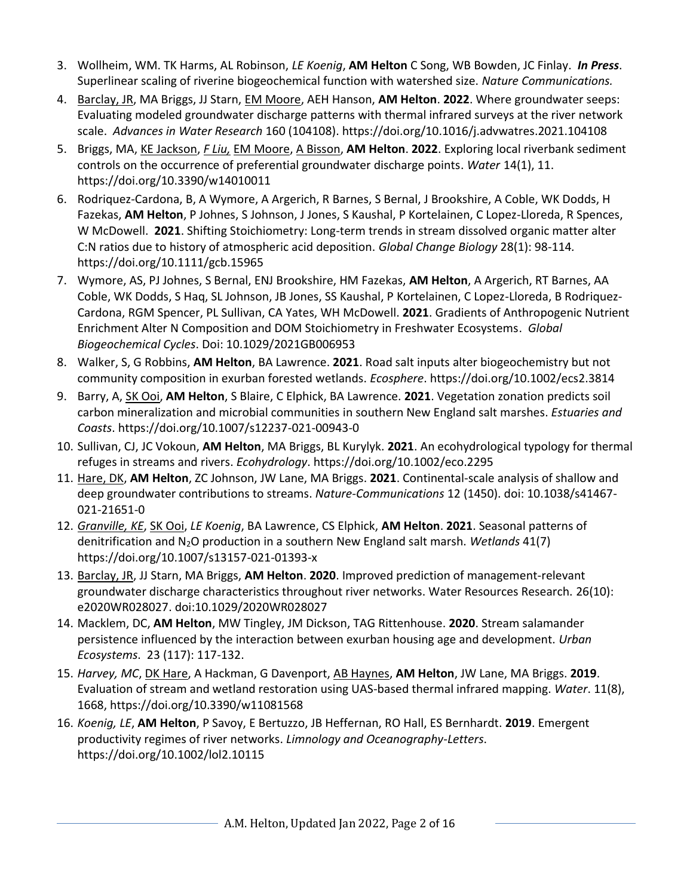3. Wollheim, WM. TK Harms, AL Robinson, *LE Koenig*, **AM Helton** C Song, WB Bowden, JC Finlay. ***In Press***. Superlinear scaling of riverine biogeochemical function with watershed size. *Nature Communications.*
4. Barclay, JR, MA Briggs, JJ Starn, EM Moore, AEH Hanson, **AM Helton**. **2022**. Where groundwater seeps: Evaluating modeled groundwater discharge patterns with thermal infrared surveys at the river network scale. *Advances in Water Research* 160 (104108). https://doi.org/10.1016/j.advwatres.2021.104108
5. Briggs, MA, KE Jackson, *F Liu,* EM Moore, A Bisson, **AM Helton**. **2022**. Exploring local riverbank sediment controls on the occurrence of preferential groundwater discharge points. *Water* 14(1), 11. https://doi.org/10.3390/w14010011
6. Rodriquez-Cardona, B, A Wymore, A Argerich, R Barnes, S Bernal, J Brookshire, A Coble, WK Dodds, H Fazekas, **AM Helton**, P Johnes, S Johnson, J Jones, S Kaushal, P Kortelainen, C Lopez-Lloreda, R Spences, W McDowell. **2021**. Shifting Stoichiometry: Long-term trends in stream dissolved organic matter alter C:N ratios due to history of atmospheric acid deposition. *Global Change Biology* 28(1): 98-114. https://doi.org/10.1111/gcb.15965
7. Wymore, AS, PJ Johnes, S Bernal, ENJ Brookshire, HM Fazekas, **AM Helton**, A Argerich, RT Barnes, AA Coble, WK Dodds, S Haq, SL Johnson, JB Jones, SS Kaushal, P Kortelainen, C Lopez-Lloreda, B Rodriquez-Cardona, RGM Spencer, PL Sullivan, CA Yates, WH McDowell. **2021**. Gradients of Anthropogenic Nutrient Enrichment Alter N Composition and DOM Stoichiometry in Freshwater Ecosystems. *Global Biogeochemical Cycles*. Doi: 10.1029/2021GB006953
8. Walker, S, G Robbins, **AM Helton**, BA Lawrence. **2021**. Road salt inputs alter biogeochemistry but not community composition in exurban forested wetlands. *Ecosphere*. https://doi.org/10.1002/ecs2.3814
9. Barry, A, SK Ooi, **AM Helton**, S Blaire, C Elphick, BA Lawrence. **2021**. Vegetation zonation predicts soil carbon mineralization and microbial communities in southern New England salt marshes. *Estuaries and Coasts*. https://doi.org/10.1007/s12237-021-00943-0
10. Sullivan, CJ, JC Vokoun, **AM Helton**, MA Briggs, BL Kurylyk. **2021**. An ecohydrological typology for thermal refuges in streams and rivers. *Ecohydrology*. https://doi.org/10.1002/eco.2295
11. Hare, DK, **AM Helton**, ZC Johnson, JW Lane, MA Briggs. **2021**. Continental-scale analysis of shallow and deep groundwater contributions to streams. *Nature-Communications* 12 (1450). doi: 10.1038/s41467-021-21651-0
12. *Granville, KE*, SK Ooi, *LE Koenig*, BA Lawrence, CS Elphick, **AM Helton**. **2021**. Seasonal patterns of denitrification and $N_2O$ production in a southern New England salt marsh. *Wetlands* 41(7) https://doi.org/10.1007/s13157-021-01393-x
13. Barclay, JR, JJ Starn, MA Briggs, **AM Helton**. **2020**. Improved prediction of management-relevant groundwater discharge characteristics throughout river networks. Water Resources Research. 26(10): e2020WR028027. doi:10.1029/2020WR028027
14. Macklem, DC, **AM Helton**, MW Tingley, JM Dickson, TAG Rittenhouse. **2020**. Stream salamander persistence influenced by the interaction between exurban housing age and development. *Urban Ecosystems*. 23 (117): 117-132.
15. *Harvey, MC*, DK Hare, A Hackman, G Davenport, AB Haynes, **AM Helton**, JW Lane, MA Briggs. **2019**. Evaluation of stream and wetland restoration using UAS-based thermal infrared mapping. *Water*. 11(8), 1668, https://doi.org/10.3390/w11081568
16. *Koenig, LE*, **AM Helton**, P Savoy, E Bertuzzo, JB Heffernan, RO Hall, ES Bernhardt. **2019**. Emergent productivity regimes of river networks. *Limnology and Oceanography-Letters*. https://doi.org/10.1002/lol2.10115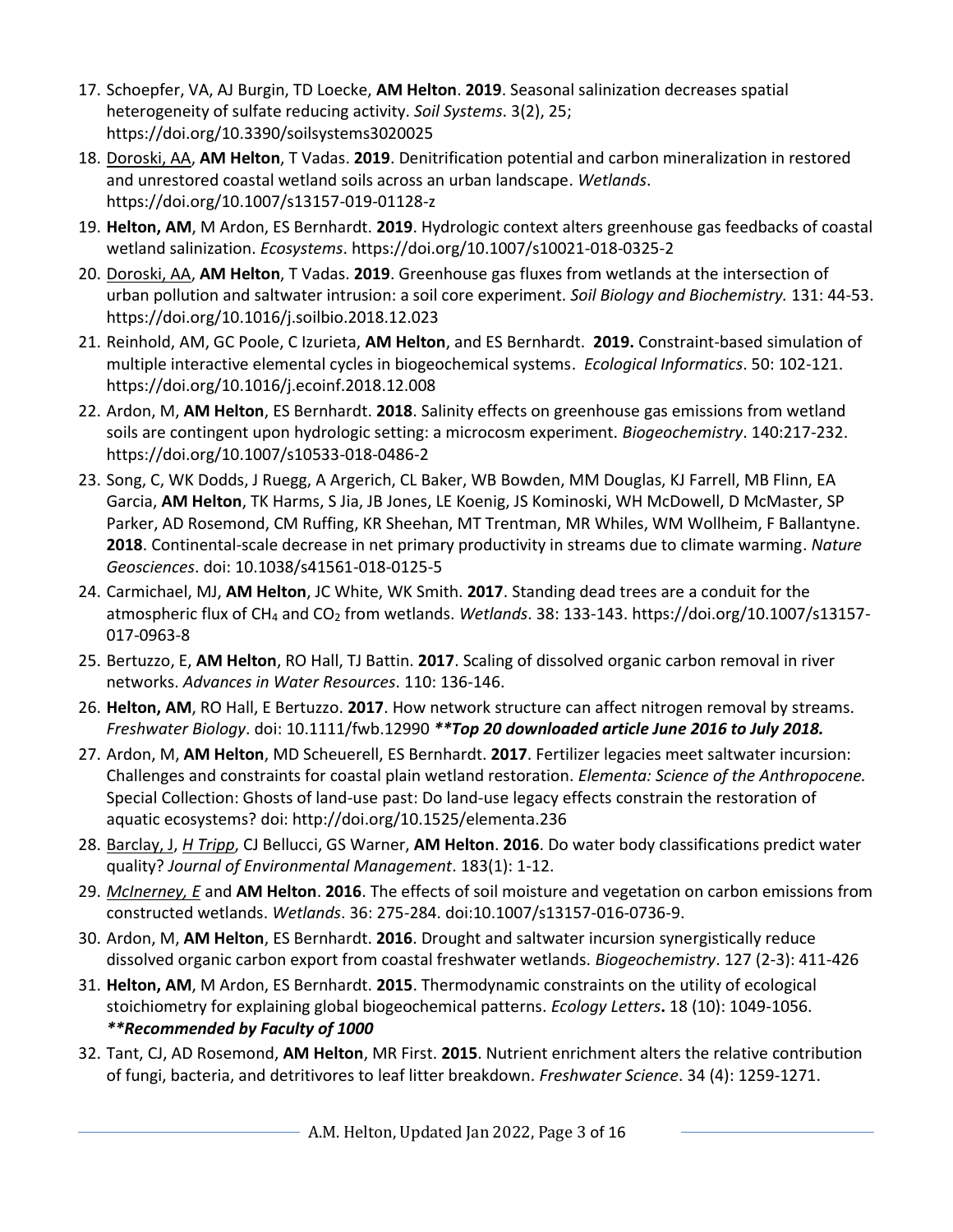17. Schoepfer, VA, AJ Burgin, TD Loecke, **AM Helton**. **2019**. Seasonal salinization decreases spatial heterogeneity of sulfate reducing activity. *Soil Systems*. 3(2), 25; https://doi.org/10.3390/soilsystems3020025
18. <u>Doroski, AA</u>, **AM Helton**, T Vadas. **2019**. Denitrification potential and carbon mineralization in restored and unrestored coastal wetland soils across an urban landscape. *Wetlands*. https://doi.org/10.1007/s13157-019-01128-z
19. **Helton, AM**, M Ardon, ES Bernhardt. **2019**. Hydrologic context alters greenhouse gas feedbacks of coastal wetland salinization. *Ecosystems*. https://doi.org/10.1007/s10021-018-0325-2
20. <u>Doroski, AA</u>, **AM Helton**, T Vadas. **2019**. Greenhouse gas fluxes from wetlands at the intersection of urban pollution and saltwater intrusion: a soil core experiment. *Soil Biology and Biochemistry.* 131: 44-53. https://doi.org/10.1016/j.soilbio.2018.12.023
21. Reinhold, AM, GC Poole, C Izurieta, **AM Helton**, and ES Bernhardt. **2019.** Constraint-based simulation of multiple interactive elemental cycles in biogeochemical systems. *Ecological Informatics*. 50: 102-121. https://doi.org/10.1016/j.ecoinf.2018.12.008
22. Ardon, M, **AM Helton**, ES Bernhardt. **2018**. Salinity effects on greenhouse gas emissions from wetland soils are contingent upon hydrologic setting: a microcosm experiment. *Biogeochemistry*. 140:217-232. https://doi.org/10.1007/s10533-018-0486-2
23. Song, C, WK Dodds, J Ruegg, A Argerich, CL Baker, WB Bowden, MM Douglas, KJ Farrell, MB Flinn, EA Garcia, **AM Helton**, TK Harms, S Jia, JB Jones, LE Koenig, JS Kominoski, WH McDowell, D McMaster, SP Parker, AD Rosemond, CM Ruffing, KR Sheehan, MT Trentman, MR Whiles, WM Wollheim, F Ballantyne. **2018**. Continental-scale decrease in net primary productivity in streams due to climate warming. *Nature Geosciences*. doi: 10.1038/s41561-018-0125-5
24. Carmichael, MJ, **AM Helton**, JC White, WK Smith. **2017**. Standing dead trees are a conduit for the atmospheric flux of $CH_4$ and $CO_2$ from wetlands. *Wetlands*. 38: 133-143. https://doi.org/10.1007/s13157-017-0963-8
25. Bertuzzo, E, **AM Helton**, RO Hall, TJ Battin. **2017**. Scaling of dissolved organic carbon removal in river networks. *Advances in Water Resources*. 110: 136-146.
26. **Helton, AM**, RO Hall, E Bertuzzo. **2017**. How network structure can affect nitrogen removal by streams. *Freshwater Biology*. doi: 10.1111/fwb.12990 ***\*\*Top 20 downloaded article June 2016 to July 2018.***
27. Ardon, M, **AM Helton**, MD Scheuerell, ES Bernhardt. **2017**. Fertilizer legacies meet saltwater incursion: Challenges and constraints for coastal plain wetland restoration. *Elementa: Science of the Anthropocene.* Special Collection: Ghosts of land-use past: Do land-use legacy effects constrain the restoration of aquatic ecosystems? doi: http://doi.org/10.1525/elementa.236
28. <u>Barclay, J</u>, <u>*H Tripp*</u>, CJ Bellucci, GS Warner, **AM Helton**. **2016**. Do water body classifications predict water quality? *Journal of Environmental Management*. 183(1): 1-12.
29. <u>*McInerney, E*</u> and **AM Helton**. **2016**. The effects of soil moisture and vegetation on carbon emissions from constructed wetlands. *Wetlands*. 36: 275-284. doi:10.1007/s13157-016-0736-9.
30. Ardon, M, **AM Helton**, ES Bernhardt. **2016**. Drought and saltwater incursion synergistically reduce dissolved organic carbon export from coastal freshwater wetlands. *Biogeochemistry*. 127 (2-3): 411-426
31. **Helton, AM**, M Ardon, ES Bernhardt. **2015**. Thermodynamic constraints on the utility of ecological stoichiometry for explaining global biogeochemical patterns. *Ecology Letters***.** 18 (10): 1049-1056. ***\*\*Recommended by Faculty of 1000***
32. Tant, CJ, AD Rosemond, **AM Helton**, MR First. **2015**. Nutrient enrichment alters the relative contribution of fungi, bacteria, and detritivores to leaf litter breakdown. *Freshwater Science*. 34 (4): 1259-1271.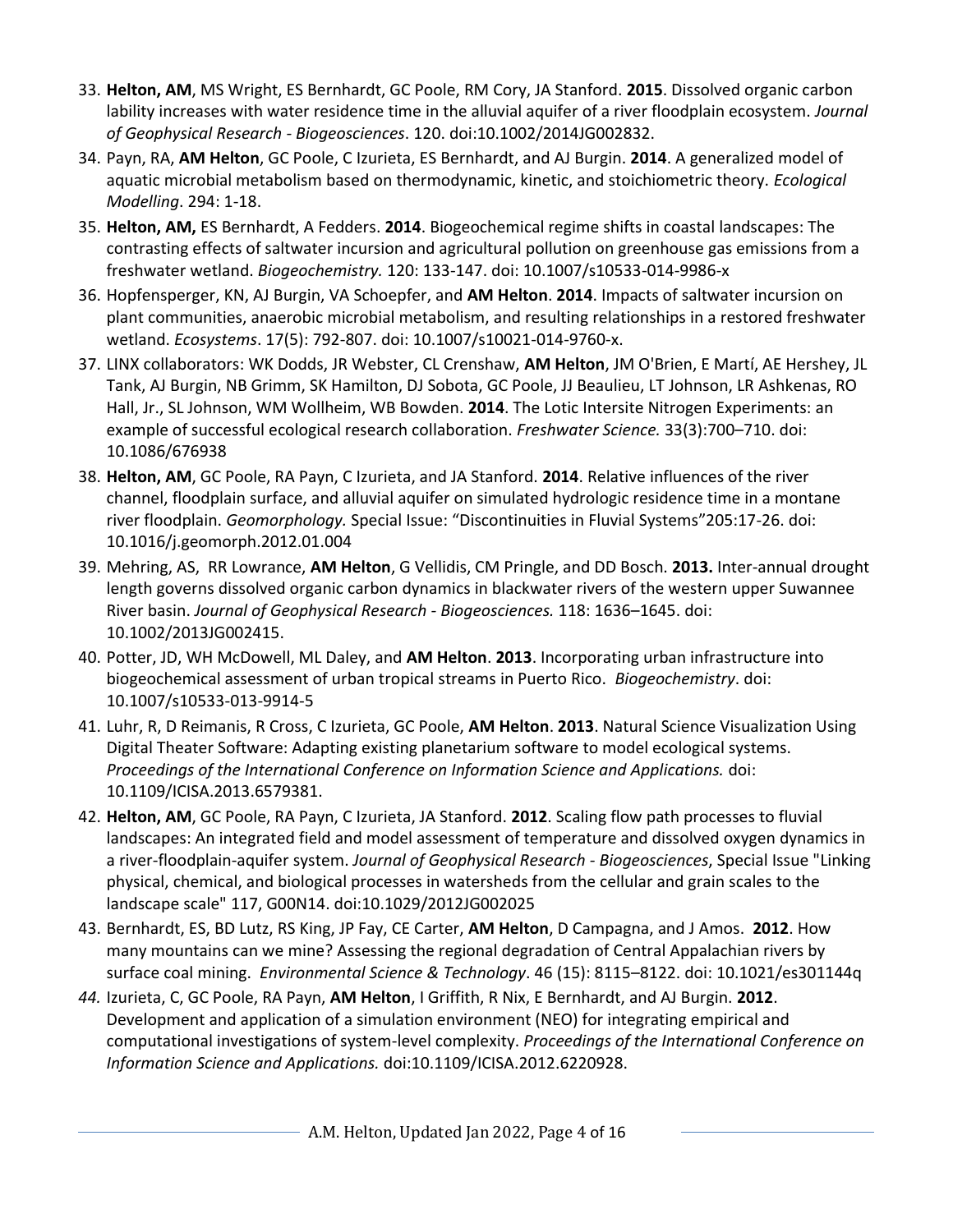33. **Helton, AM**, MS Wright, ES Bernhardt, GC Poole, RM Cory, JA Stanford. **2015**. Dissolved organic carbon lability increases with water residence time in the alluvial aquifer of a river floodplain ecosystem. *Journal of Geophysical Research - Biogeosciences*. 120. doi:10.1002/2014JG002832.
34. Payn, RA, **AM Helton**, GC Poole, C Izurieta, ES Bernhardt, and AJ Burgin. **2014**. A generalized model of aquatic microbial metabolism based on thermodynamic, kinetic, and stoichiometric theory. *Ecological Modelling*. 294: 1-18.
35. **Helton, AM,** ES Bernhardt, A Fedders. **2014**. Biogeochemical regime shifts in coastal landscapes: The contrasting effects of saltwater incursion and agricultural pollution on greenhouse gas emissions from a freshwater wetland. *Biogeochemistry.* 120: 133-147. doi: 10.1007/s10533-014-9986-x
36. Hopfensperger, KN, AJ Burgin, VA Schoepfer, and **AM Helton**. **2014**. Impacts of saltwater incursion on plant communities, anaerobic microbial metabolism, and resulting relationships in a restored freshwater wetland. *Ecosystems*. 17(5): 792-807. doi: 10.1007/s10021-014-9760-x.
37. LINX collaborators: WK Dodds, JR Webster, CL Crenshaw, **AM Helton**, JM O'Brien, E Martí, AE Hershey, JL Tank, AJ Burgin, NB Grimm, SK Hamilton, DJ Sobota, GC Poole, JJ Beaulieu, LT Johnson, LR Ashkenas, RO Hall, Jr., SL Johnson, WM Wollheim, WB Bowden. **2014**. The Lotic Intersite Nitrogen Experiments: an example of successful ecological research collaboration. *Freshwater Science.* 33(3):700–710. doi: 10.1086/676938
38. **Helton, AM**, GC Poole, RA Payn, C Izurieta, and JA Stanford. **2014**. Relative influences of the river channel, floodplain surface, and alluvial aquifer on simulated hydrologic residence time in a montane river floodplain. *Geomorphology.* Special Issue: "Discontinuities in Fluvial Systems"205:17-26. doi: 10.1016/j.geomorph.2012.01.004
39. Mehring, AS, RR Lowrance, **AM Helton**, G Vellidis, CM Pringle, and DD Bosch. **2013.** Inter-annual drought length governs dissolved organic carbon dynamics in blackwater rivers of the western upper Suwannee River basin. *Journal of Geophysical Research - Biogeosciences.* 118: 1636–1645. doi: 10.1002/2013JG002415.
40. Potter, JD, WH McDowell, ML Daley, and **AM Helton**. **2013**. Incorporating urban infrastructure into biogeochemical assessment of urban tropical streams in Puerto Rico. *Biogeochemistry*. doi: 10.1007/s10533-013-9914-5
41. Luhr, R, D Reimanis, R Cross, C Izurieta, GC Poole, **AM Helton**. **2013**. Natural Science Visualization Using Digital Theater Software: Adapting existing planetarium software to model ecological systems. *Proceedings of the International Conference on Information Science and Applications.* doi: 10.1109/ICISA.2013.6579381.
42. **Helton, AM**, GC Poole, RA Payn, C Izurieta, JA Stanford. **2012**. Scaling flow path processes to fluvial landscapes: An integrated field and model assessment of temperature and dissolved oxygen dynamics in a river-floodplain-aquifer system. *Journal of Geophysical Research - Biogeosciences*, Special Issue "Linking physical, chemical, and biological processes in watersheds from the cellular and grain scales to the landscape scale" 117, G00N14. doi:10.1029/2012JG002025
43. Bernhardt, ES, BD Lutz, RS King, JP Fay, CE Carter, **AM Helton**, D Campagna, and J Amos. **2012**. How many mountains can we mine? Assessing the regional degradation of Central Appalachian rivers by surface coal mining. *Environmental Science & Technology*. 46 (15): 8115–8122. doi: 10.1021/es301144q
44. Izurieta, C, GC Poole, RA Payn, **AM Helton**, I Griffith, R Nix, E Bernhardt, and AJ Burgin. **2012**. Development and application of a simulation environment (NEO) for integrating empirical and computational investigations of system-level complexity. *Proceedings of the International Conference on Information Science and Applications.* doi:10.1109/ICISA.2012.6220928.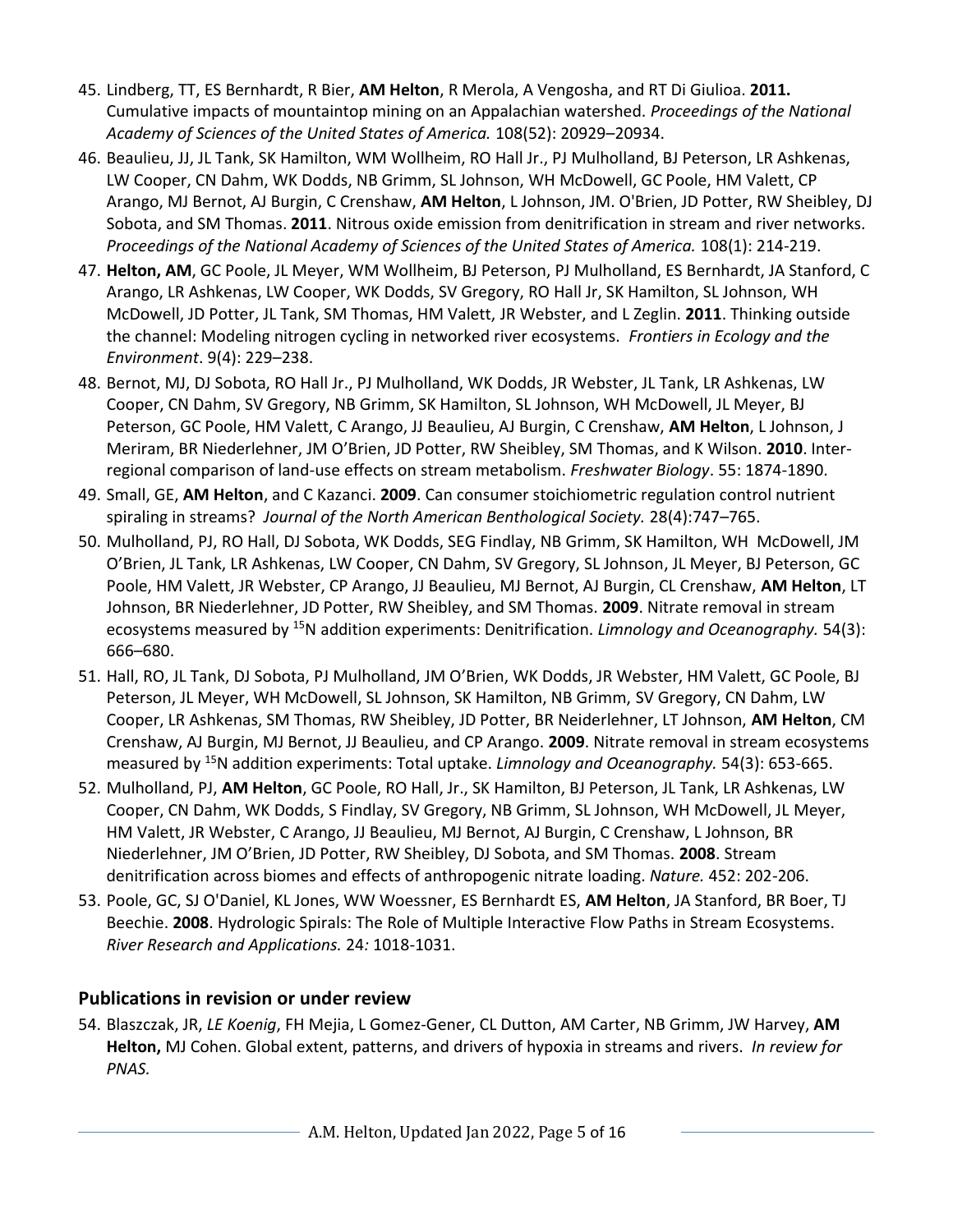45. Lindberg, TT, ES Bernhardt, R Bier, **AM Helton**, R Merola, A Vengosha, and RT Di Giulioa. **2011.** Cumulative impacts of mountaintop mining on an Appalachian watershed. *Proceedings of the National Academy of Sciences of the United States of America.* 108(52): 20929–20934.
46. Beaulieu, JJ, JL Tank, SK Hamilton, WM Wollheim, RO Hall Jr., PJ Mulholland, BJ Peterson, LR Ashkenas, LW Cooper, CN Dahm, WK Dodds, NB Grimm, SL Johnson, WH McDowell, GC Poole, HM Valett, CP Arango, MJ Bernot, AJ Burgin, C Crenshaw, **AM Helton**, L Johnson, JM. O'Brien, JD Potter, RW Sheibley, DJ Sobota, and SM Thomas. **2011**. Nitrous oxide emission from denitrification in stream and river networks. *Proceedings of the National Academy of Sciences of the United States of America.* 108(1): 214-219.
47. **Helton, AM**, GC Poole, JL Meyer, WM Wollheim, BJ Peterson, PJ Mulholland, ES Bernhardt, JA Stanford, C Arango, LR Ashkenas, LW Cooper, WK Dodds, SV Gregory, RO Hall Jr, SK Hamilton, SL Johnson, WH McDowell, JD Potter, JL Tank, SM Thomas, HM Valett, JR Webster, and L Zeglin. **2011**. Thinking outside the channel: Modeling nitrogen cycling in networked river ecosystems. *Frontiers in Ecology and the Environment*. 9(4): 229–238.
48. Bernot, MJ, DJ Sobota, RO Hall Jr., PJ Mulholland, WK Dodds, JR Webster, JL Tank, LR Ashkenas, LW Cooper, CN Dahm, SV Gregory, NB Grimm, SK Hamilton, SL Johnson, WH McDowell, JL Meyer, BJ Peterson, GC Poole, HM Valett, C Arango, JJ Beaulieu, AJ Burgin, C Crenshaw, **AM Helton**, L Johnson, J Meriram, BR Niederlehner, JM O'Brien, JD Potter, RW Sheibley, SM Thomas, and K Wilson. **2010**. Inter-regional comparison of land-use effects on stream metabolism. *Freshwater Biology*. 55: 1874-1890.
49. Small, GE, **AM Helton**, and C Kazanci. **2009**. Can consumer stoichiometric regulation control nutrient spiraling in streams? *Journal of the North American Benthological Society.* 28(4):747–765.
50. Mulholland, PJ, RO Hall, DJ Sobota, WK Dodds, SEG Findlay, NB Grimm, SK Hamilton, WH McDowell, JM O'Brien, JL Tank, LR Ashkenas, LW Cooper, CN Dahm, SV Gregory, SL Johnson, JL Meyer, BJ Peterson, GC Poole, HM Valett, JR Webster, CP Arango, JJ Beaulieu, MJ Bernot, AJ Burgin, CL Crenshaw, **AM Helton**, LT Johnson, BR Niederlehner, JD Potter, RW Sheibley, and SM Thomas. **2009**. Nitrate removal in stream ecosystems measured by $^{15}N$ addition experiments: Denitrification. *Limnology and Oceanography.* 54(3): 666–680.
51. Hall, RO, JL Tank, DJ Sobota, PJ Mulholland, JM O'Brien, WK Dodds, JR Webster, HM Valett, GC Poole, BJ Peterson, JL Meyer, WH McDowell, SL Johnson, SK Hamilton, NB Grimm, SV Gregory, CN Dahm, LW Cooper, LR Ashkenas, SM Thomas, RW Sheibley, JD Potter, BR Neiderlehner, LT Johnson, **AM Helton**, CM Crenshaw, AJ Burgin, MJ Bernot, JJ Beaulieu, and CP Arango. **2009**. Nitrate removal in stream ecosystems measured by $^{15}N$ addition experiments: Total uptake. *Limnology and Oceanography.* 54(3): 653-665.
52. Mulholland, PJ, **AM Helton**, GC Poole, RO Hall, Jr., SK Hamilton, BJ Peterson, JL Tank, LR Ashkenas, LW Cooper, CN Dahm, WK Dodds, S Findlay, SV Gregory, NB Grimm, SL Johnson, WH McDowell, JL Meyer, HM Valett, JR Webster, C Arango, JJ Beaulieu, MJ Bernot, AJ Burgin, C Crenshaw, L Johnson, BR Niederlehner, JM O'Brien, JD Potter, RW Sheibley, DJ Sobota, and SM Thomas. **2008**. Stream denitrification across biomes and effects of anthropogenic nitrate loading. *Nature.* 452: 202-206.
53. Poole, GC, SJ O'Daniel, KL Jones, WW Woessner, ES Bernhardt ES, **AM Helton**, JA Stanford, BR Boer, TJ Beechie. **2008**. Hydrologic Spirals: The Role of Multiple Interactive Flow Paths in Stream Ecosystems. *River Research and Applications.* 24*:* 1018-1031.

## Publications in revision or under review

54. Blaszczak, JR, *LE Koenig*, FH Mejia, L Gomez-Gener, CL Dutton, AM Carter, NB Grimm, JW Harvey, **AM Helton,** MJ Cohen. Global extent, patterns, and drivers of hypoxia in streams and rivers. *In review for PNAS.*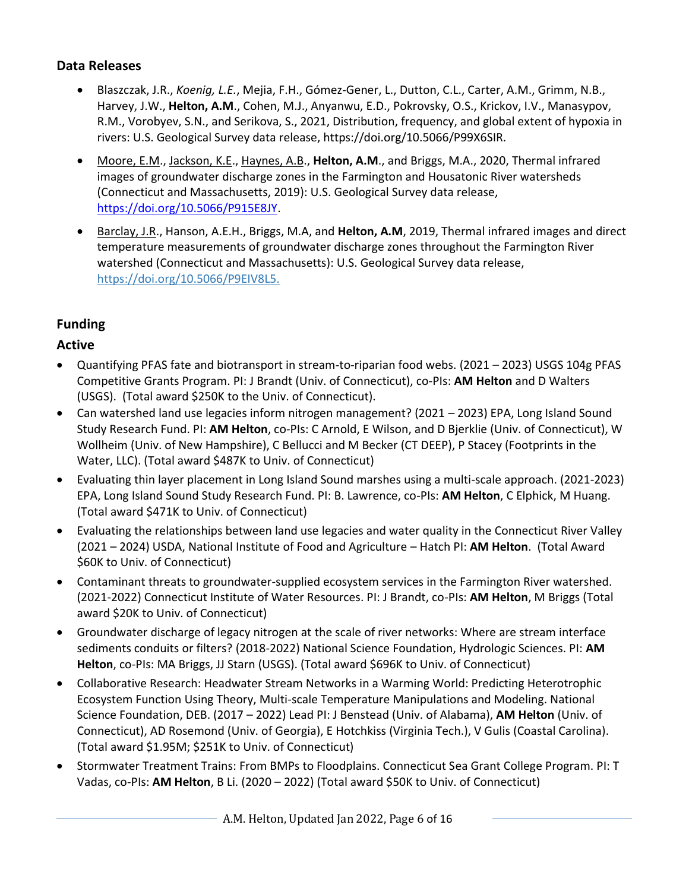## Data Releases

- Blaszczak, J.R., *Koenig, L.E.*, Mejia, F.H., Gómez-Gener, L., Dutton, C.L., Carter, A.M., Grimm, N.B., Harvey, J.W., **Helton, A.M.**, Cohen, M.J., Anyanwu, E.D., Pokrovsky, O.S., Krickov, I.V., Manasypov, R.M., Vorobyev, S.N., and Serikova, S., 2021, Distribution, frequency, and global extent of hypoxia in rivers: U.S. Geological Survey data release, https://doi.org/10.5066/P99X6SIR.
- Moore, E.M., Jackson, K.E., Haynes, A.B., **Helton, A.M.**, and Briggs, M.A., 2020, Thermal infrared images of groundwater discharge zones in the Farmington and Housatonic River watersheds (Connecticut and Massachusetts, 2019): U.S. Geological Survey data release, https://doi.org/10.5066/P915E8JY.
- Barclay, J.R., Hanson, A.E.H., Briggs, M.A, and **Helton, A.M**, 2019, Thermal infrared images and direct temperature measurements of groundwater discharge zones throughout the Farmington River watershed (Connecticut and Massachusetts): U.S. Geological Survey data release, https://doi.org/10.5066/P9EIV8L5.

## Funding

### Active

- Quantifying PFAS fate and biotransport in stream-to-riparian food webs. (2021 – 2023) USGS 104g PFAS Competitive Grants Program. PI: J Brandt (Univ. of Connecticut), co-PIs: **AM Helton** and D Walters (USGS). (Total award $250K to the Univ. of Connecticut).
- Can watershed land use legacies inform nitrogen management? (2021 – 2023) EPA, Long Island Sound Study Research Fund. PI: **AM Helton**, co-PIs: C Arnold, E Wilson, and D Bjerklie (Univ. of Connecticut), W Wollheim (Univ. of New Hampshire), C Bellucci and M Becker (CT DEEP), P Stacey (Footprints in the Water, LLC). (Total award $487K to Univ. of Connecticut)
- Evaluating thin layer placement in Long Island Sound marshes using a multi-scale approach. (2021-2023) EPA, Long Island Sound Study Research Fund. PI: B. Lawrence, co-PIs: **AM Helton**, C Elphick, M Huang. (Total award $471K to Univ. of Connecticut)
- Evaluating the relationships between land use legacies and water quality in the Connecticut River Valley (2021 – 2024) USDA, National Institute of Food and Agriculture – Hatch PI: **AM Helton**. (Total Award $60K to Univ. of Connecticut)
- Contaminant threats to groundwater-supplied ecosystem services in the Farmington River watershed. (2021-2022) Connecticut Institute of Water Resources. PI: J Brandt, co-PIs: **AM Helton**, M Briggs (Total award $20K to Univ. of Connecticut)
- Groundwater discharge of legacy nitrogen at the scale of river networks: Where are stream interface sediments conduits or filters? (2018-2022) National Science Foundation, Hydrologic Sciences. PI: **AM Helton**, co-PIs: MA Briggs, JJ Starn (USGS). (Total award $696K to Univ. of Connecticut)
- Collaborative Research: Headwater Stream Networks in a Warming World: Predicting Heterotrophic Ecosystem Function Using Theory, Multi-scale Temperature Manipulations and Modeling. National Science Foundation, DEB. (2017 – 2022) Lead PI: J Benstead (Univ. of Alabama), **AM Helton** (Univ. of Connecticut), AD Rosemond (Univ. of Georgia), E Hotchkiss (Virginia Tech.), V Gulis (Coastal Carolina). (Total award $1.95M; $251K to Univ. of Connecticut)
- Stormwater Treatment Trains: From BMPs to Floodplains. Connecticut Sea Grant College Program. PI: T Vadas, co-PIs: **AM Helton**, B Li. (2020 – 2022) (Total award $50K to Univ. of Connecticut)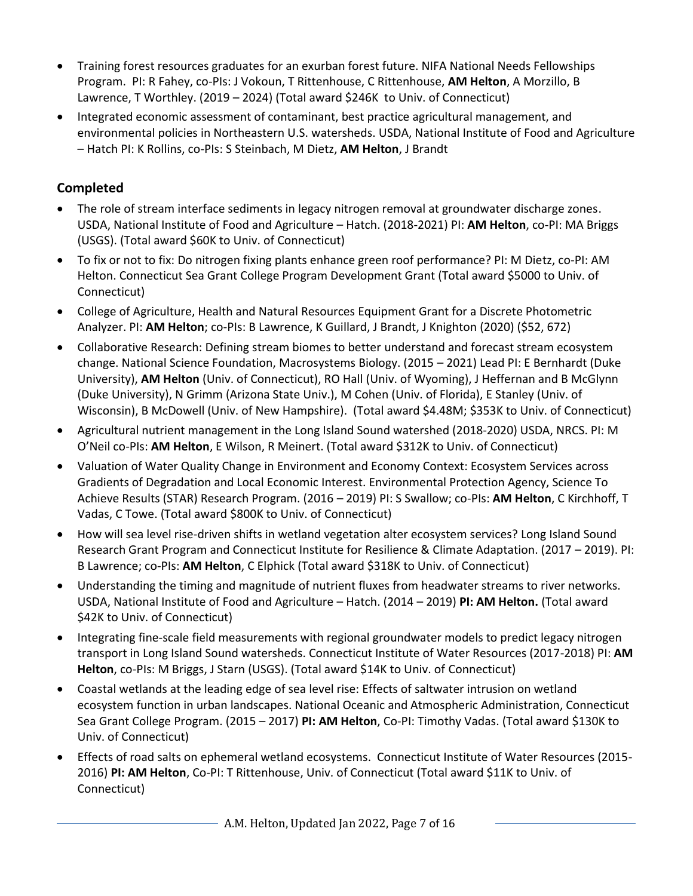- Training forest resources graduates for an exurban forest future. NIFA National Needs Fellowships Program. PI: R Fahey, co-PIs: J Vokoun, T Rittenhouse, C Rittenhouse, **AM Helton**, A Morzillo, B Lawrence, T Worthley. (2019 – 2024) (Total award $246K to Univ. of Connecticut)
- Integrated economic assessment of contaminant, best practice agricultural management, and environmental policies in Northeastern U.S. watersheds. USDA, National Institute of Food and Agriculture – Hatch PI: K Rollins, co-PIs: S Steinbach, M Dietz, **AM Helton**, J Brandt

## Completed

- The role of stream interface sediments in legacy nitrogen removal at groundwater discharge zones. USDA, National Institute of Food and Agriculture – Hatch. (2018-2021) PI: **AM Helton**, co-PI: MA Briggs (USGS). (Total award $60K to Univ. of Connecticut)
- To fix or not to fix: Do nitrogen fixing plants enhance green roof performance? PI: M Dietz, co-PI: AM Helton. Connecticut Sea Grant College Program Development Grant (Total award $5000 to Univ. of Connecticut)
- College of Agriculture, Health and Natural Resources Equipment Grant for a Discrete Photometric Analyzer. PI: **AM Helton**; co-PIs: B Lawrence, K Guillard, J Brandt, J Knighton (2020) ($52, 672)
- Collaborative Research: Defining stream biomes to better understand and forecast stream ecosystem change. National Science Foundation, Macrosystems Biology. (2015 – 2021) Lead PI: E Bernhardt (Duke University), **AM Helton** (Univ. of Connecticut), RO Hall (Univ. of Wyoming), J Heffernan and B McGlynn (Duke University), N Grimm (Arizona State Univ.), M Cohen (Univ. of Florida), E Stanley (Univ. of Wisconsin), B McDowell (Univ. of New Hampshire). (Total award $4.48M; $353K to Univ. of Connecticut)
- Agricultural nutrient management in the Long Island Sound watershed (2018-2020) USDA, NRCS. PI: M O'Neil co-PIs: **AM Helton**, E Wilson, R Meinert. (Total award $312K to Univ. of Connecticut)
- Valuation of Water Quality Change in Environment and Economy Context: Ecosystem Services across Gradients of Degradation and Local Economic Interest. Environmental Protection Agency, Science To Achieve Results (STAR) Research Program. (2016 – 2019) PI: S Swallow; co-PIs: **AM Helton**, C Kirchhoff, T Vadas, C Towe. (Total award $800K to Univ. of Connecticut)
- How will sea level rise-driven shifts in wetland vegetation alter ecosystem services? Long Island Sound Research Grant Program and Connecticut Institute for Resilience & Climate Adaptation. (2017 – 2019). PI: B Lawrence; co-PIs: **AM Helton**, C Elphick (Total award $318K to Univ. of Connecticut)
- Understanding the timing and magnitude of nutrient fluxes from headwater streams to river networks. USDA, National Institute of Food and Agriculture – Hatch. (2014 – 2019) **PI: AM Helton.** (Total award $42K to Univ. of Connecticut)
- Integrating fine-scale field measurements with regional groundwater models to predict legacy nitrogen transport in Long Island Sound watersheds. Connecticut Institute of Water Resources (2017-2018) PI: **AM Helton**, co-PIs: M Briggs, J Starn (USGS). (Total award $14K to Univ. of Connecticut)
- Coastal wetlands at the leading edge of sea level rise: Effects of saltwater intrusion on wetland ecosystem function in urban landscapes. National Oceanic and Atmospheric Administration, Connecticut Sea Grant College Program. (2015 – 2017) **PI: AM Helton**, Co-PI: Timothy Vadas. (Total award $130K to Univ. of Connecticut)
- Effects of road salts on ephemeral wetland ecosystems. Connecticut Institute of Water Resources (2015-2016) **PI: AM Helton**, Co-PI: T Rittenhouse, Univ. of Connecticut (Total award $11K to Univ. of Connecticut)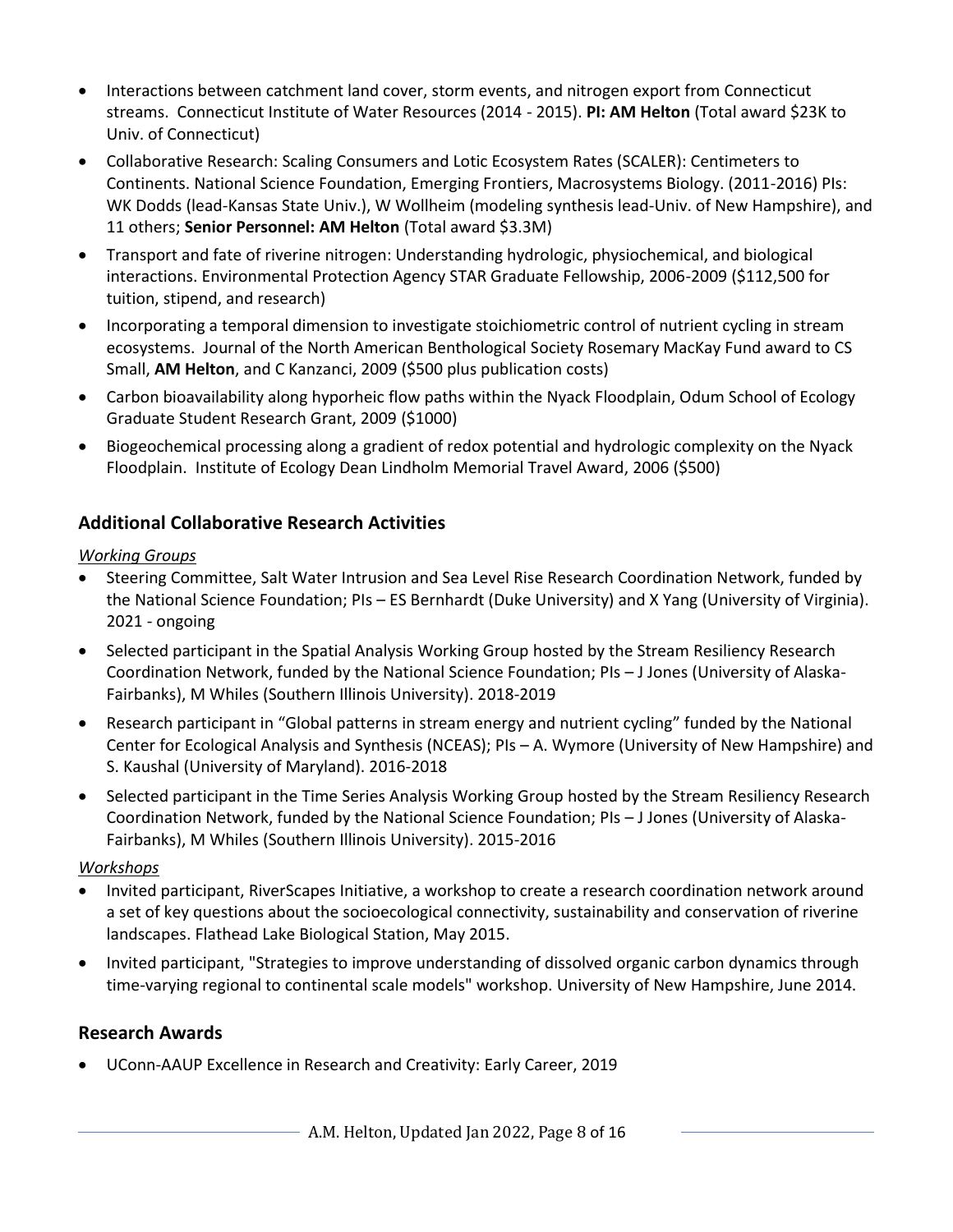- Interactions between catchment land cover, storm events, and nitrogen export from Connecticut streams. Connecticut Institute of Water Resources (2014 - 2015). **PI: AM Helton** (Total award $23K to Univ. of Connecticut)
- Collaborative Research: Scaling Consumers and Lotic Ecosystem Rates (SCALER): Centimeters to Continents. National Science Foundation, Emerging Frontiers, Macrosystems Biology. (2011-2016) PIs: WK Dodds (lead-Kansas State Univ.), W Wollheim (modeling synthesis lead-Univ. of New Hampshire), and 11 others; **Senior Personnel: AM Helton** (Total award $3.3M)
- Transport and fate of riverine nitrogen: Understanding hydrologic, physiochemical, and biological interactions. Environmental Protection Agency STAR Graduate Fellowship, 2006-2009 ($112,500 for tuition, stipend, and research)
- Incorporating a temporal dimension to investigate stoichiometric control of nutrient cycling in stream ecosystems. Journal of the North American Benthological Society Rosemary MacKay Fund award to CS Small, **AM Helton**, and C Kanzanci, 2009 ($500 plus publication costs)
- Carbon bioavailability along hyporheic flow paths within the Nyack Floodplain, Odum School of Ecology Graduate Student Research Grant, 2009 ($1000)
- Biogeochemical processing along a gradient of redox potential and hydrologic complexity on the Nyack Floodplain. Institute of Ecology Dean Lindholm Memorial Travel Award, 2006 ($500)

## Additional Collaborative Research Activities

*Working Groups*

- Steering Committee, Salt Water Intrusion and Sea Level Rise Research Coordination Network, funded by the National Science Foundation; PIs – ES Bernhardt (Duke University) and X Yang (University of Virginia). 2021 - ongoing
- Selected participant in the Spatial Analysis Working Group hosted by the Stream Resiliency Research Coordination Network, funded by the National Science Foundation; PIs – J Jones (University of Alaska-Fairbanks), M Whiles (Southern Illinois University). 2018-2019
- Research participant in "Global patterns in stream energy and nutrient cycling" funded by the National Center for Ecological Analysis and Synthesis (NCEAS); PIs – A. Wymore (University of New Hampshire) and S. Kaushal (University of Maryland). 2016-2018
- Selected participant in the Time Series Analysis Working Group hosted by the Stream Resiliency Research Coordination Network, funded by the National Science Foundation; PIs – J Jones (University of Alaska-Fairbanks), M Whiles (Southern Illinois University). 2015-2016

*Workshops*

- Invited participant, RiverScapes Initiative, a workshop to create a research coordination network around a set of key questions about the socioecological connectivity, sustainability and conservation of riverine landscapes. Flathead Lake Biological Station, May 2015.
- Invited participant, "Strategies to improve understanding of dissolved organic carbon dynamics through time-varying regional to continental scale models" workshop. University of New Hampshire, June 2014.

## Research Awards

- UConn-AAUP Excellence in Research and Creativity: Early Career, 2019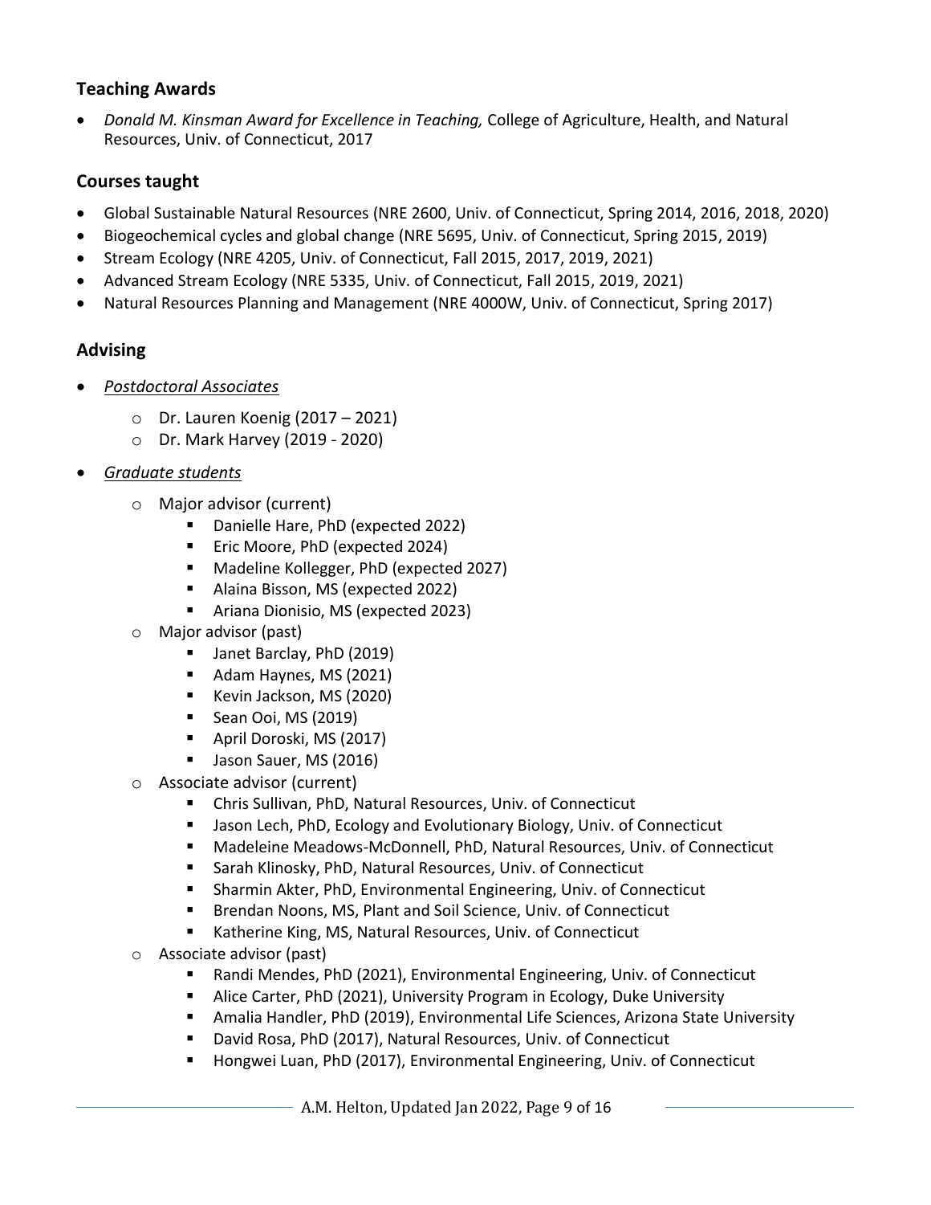## Teaching Awards

- *Donald M. Kinsman Award for Excellence in Teaching,* College of Agriculture, Health, and Natural Resources, Univ. of Connecticut, 2017

## Courses taught

- Global Sustainable Natural Resources (NRE 2600, Univ. of Connecticut, Spring 2014, 2016, 2018, 2020)
- Biogeochemical cycles and global change (NRE 5695, Univ. of Connecticut, Spring 2015, 2019)
- Stream Ecology (NRE 4205, Univ. of Connecticut, Fall 2015, 2017, 2019, 2021)
- Advanced Stream Ecology (NRE 5335, Univ. of Connecticut, Fall 2015, 2019, 2021)
- Natural Resources Planning and Management (NRE 4000W, Univ. of Connecticut, Spring 2017)

## Advising

- <u>*Postdoctoral Associates*</u>
  - Dr. Lauren Koenig (2017 – 2021)
  - Dr. Mark Harvey (2019 - 2020)
- <u>*Graduate students*</u>
  - Major advisor (current)
    - Danielle Hare, PhD (expected 2022)
    - Eric Moore, PhD (expected 2024)
    - Madeline Kollegger, PhD (expected 2027)
    - Alaina Bisson, MS (expected 2022)
    - Ariana Dionisio, MS (expected 2023)
  - Major advisor (past)
    - Janet Barclay, PhD (2019)
    - Adam Haynes, MS (2021)
    - Kevin Jackson, MS (2020)
    - Sean Ooi, MS (2019)
    - April Doroski, MS (2017)
    - Jason Sauer, MS (2016)
  - Associate advisor (current)
    - Chris Sullivan, PhD, Natural Resources, Univ. of Connecticut
    - Jason Lech, PhD, Ecology and Evolutionary Biology, Univ. of Connecticut
    - Madeleine Meadows-McDonnell, PhD, Natural Resources, Univ. of Connecticut
    - Sarah Klinosky, PhD, Natural Resources, Univ. of Connecticut
    - Sharmin Akter, PhD, Environmental Engineering, Univ. of Connecticut
    - Brendan Noons, MS, Plant and Soil Science, Univ. of Connecticut
    - Katherine King, MS, Natural Resources, Univ. of Connecticut
  - Associate advisor (past)
    - Randi Mendes, PhD (2021), Environmental Engineering, Univ. of Connecticut
    - Alice Carter, PhD (2021), University Program in Ecology, Duke University
    - Amalia Handler, PhD (2019), Environmental Life Sciences, Arizona State University
    - David Rosa, PhD (2017), Natural Resources, Univ. of Connecticut
    - Hongwei Luan, PhD (2017), Environmental Engineering, Univ. of Connecticut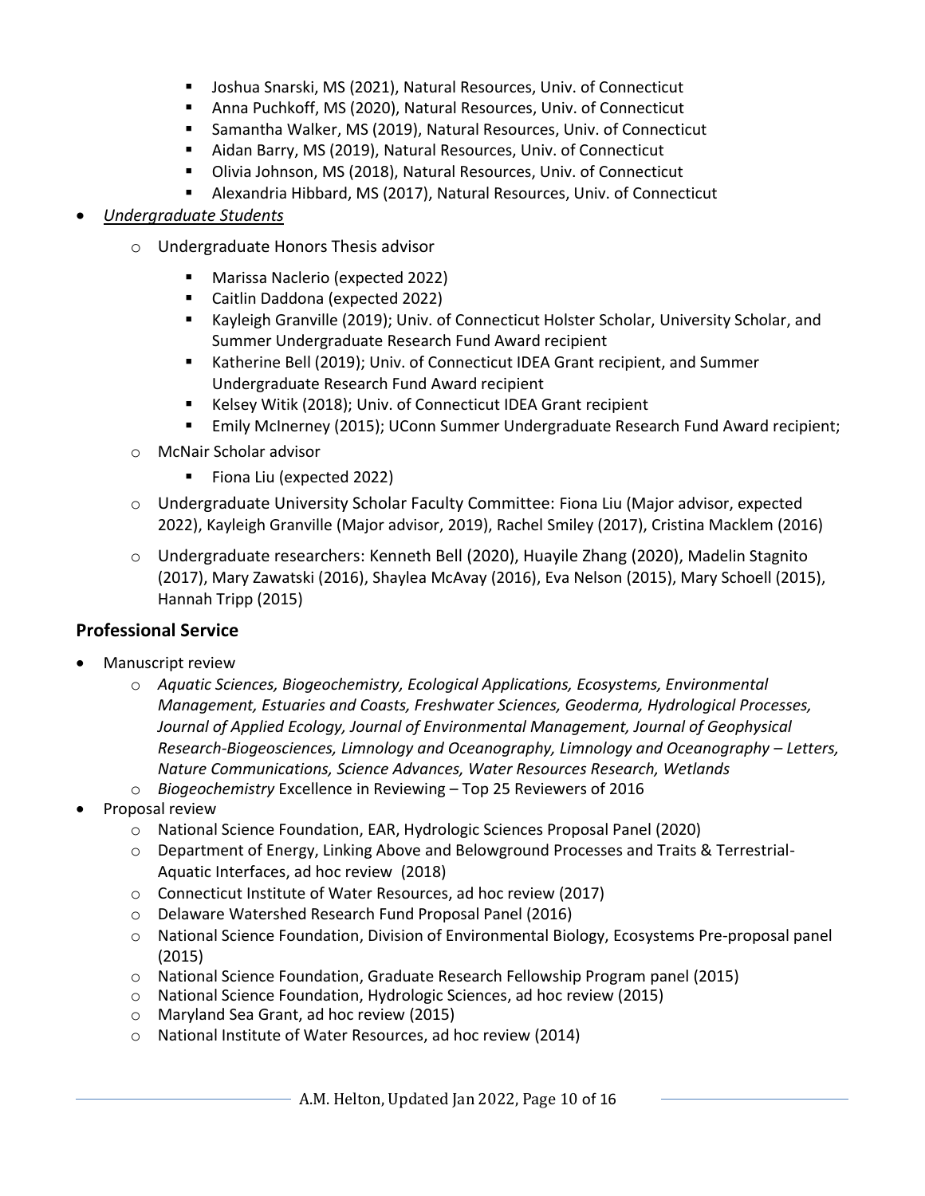- Joshua Snarski, MS (2021), Natural Resources, Univ. of Connecticut
    - Anna Puchkoff, MS (2020), Natural Resources, Univ. of Connecticut
    - Samantha Walker, MS (2019), Natural Resources, Univ. of Connecticut
    - Aidan Barry, MS (2019), Natural Resources, Univ. of Connecticut
    - Olivia Johnson, MS (2018), Natural Resources, Univ. of Connecticut
    - Alexandria Hibbard, MS (2017), Natural Resources, Univ. of Connecticut

- *Undergraduate Students*
  - Undergraduate Honors Thesis advisor
    - Marissa Naclerio (expected 2022)
    - Caitlin Daddona (expected 2022)
    - Kayleigh Granville (2019); Univ. of Connecticut Holster Scholar, University Scholar, and Summer Undergraduate Research Fund Award recipient
    - Katherine Bell (2019); Univ. of Connecticut IDEA Grant recipient, and Summer Undergraduate Research Fund Award recipient
    - Kelsey Witik (2018); Univ. of Connecticut IDEA Grant recipient
    - Emily McInerney (2015); UConn Summer Undergraduate Research Fund Award recipient;
  - McNair Scholar advisor
    - Fiona Liu (expected 2022)
  - Undergraduate University Scholar Faculty Committee: Fiona Liu (Major advisor, expected 2022), Kayleigh Granville (Major advisor, 2019), Rachel Smiley (2017), Cristina Macklem (2016)
  - Undergraduate researchers: Kenneth Bell (2020), Huayile Zhang (2020), Madelin Stagnito (2017), Mary Zawatski (2016), Shaylea McAvay (2016), Eva Nelson (2015), Mary Schoell (2015), Hannah Tripp (2015)

## Professional Service

- Manuscript review
  - *Aquatic Sciences, Biogeochemistry, Ecological Applications, Ecosystems, Environmental Management, Estuaries and Coasts, Freshwater Sciences, Geoderma, Hydrological Processes, Journal of Applied Ecology, Journal of Environmental Management, Journal of Geophysical Research-Biogeosciences, Limnology and Oceanography, Limnology and Oceanography – Letters, Nature Communications, Science Advances, Water Resources Research, Wetlands*
  - *Biogeochemistry* Excellence in Reviewing – Top 25 Reviewers of 2016
- Proposal review
  - National Science Foundation, EAR, Hydrologic Sciences Proposal Panel (2020)
  - Department of Energy, Linking Above and Belowground Processes and Traits & Terrestrial-Aquatic Interfaces, ad hoc review (2018)
  - Connecticut Institute of Water Resources, ad hoc review (2017)
  - Delaware Watershed Research Fund Proposal Panel (2016)
  - National Science Foundation, Division of Environmental Biology, Ecosystems Pre-proposal panel (2015)
  - National Science Foundation, Graduate Research Fellowship Program panel (2015)
  - National Science Foundation, Hydrologic Sciences, ad hoc review (2015)
  - Maryland Sea Grant, ad hoc review (2015)
  - National Institute of Water Resources, ad hoc review (2014)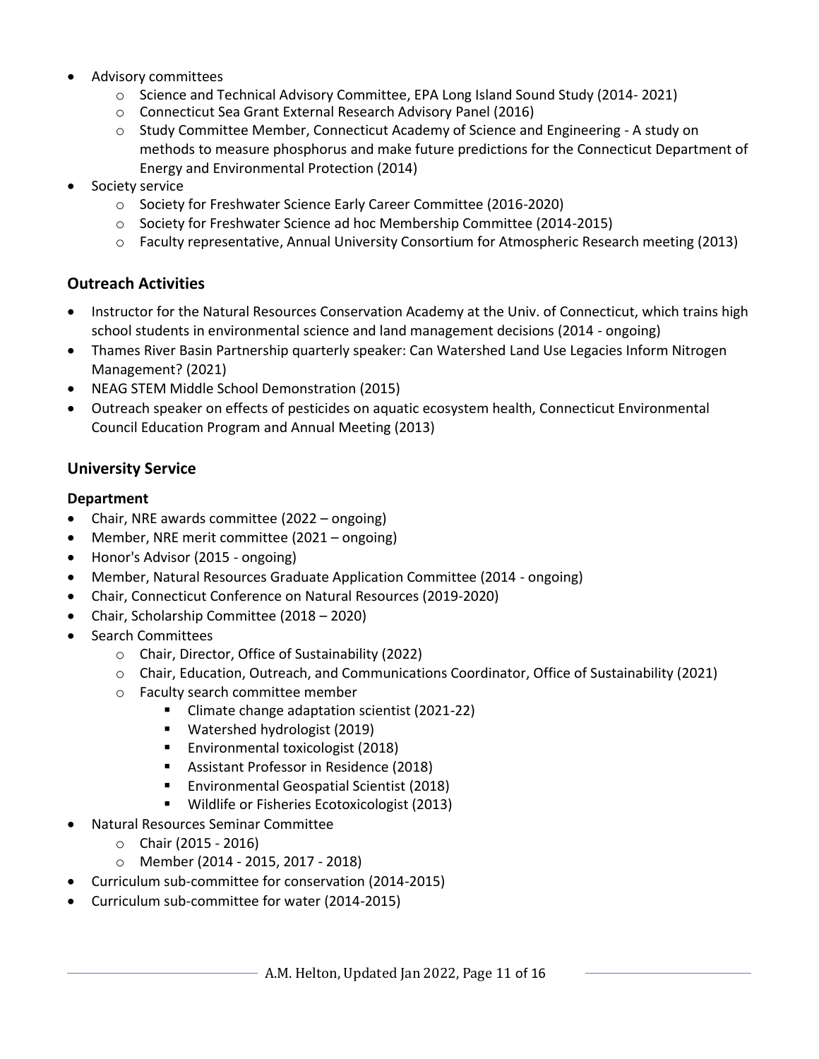- Advisory committees
  - Science and Technical Advisory Committee, EPA Long Island Sound Study (2014- 2021)
  - Connecticut Sea Grant External Research Advisory Panel (2016)
  - Study Committee Member, Connecticut Academy of Science and Engineering - A study on methods to measure phosphorus and make future predictions for the Connecticut Department of Energy and Environmental Protection (2014)
- Society service
  - Society for Freshwater Science Early Career Committee (2016-2020)
  - Society for Freshwater Science ad hoc Membership Committee (2014-2015)
  - Faculty representative, Annual University Consortium for Atmospheric Research meeting (2013)

## Outreach Activities

- Instructor for the Natural Resources Conservation Academy at the Univ. of Connecticut, which trains high school students in environmental science and land management decisions (2014 - ongoing)
- Thames River Basin Partnership quarterly speaker: Can Watershed Land Use Legacies Inform Nitrogen Management? (2021)
- NEAG STEM Middle School Demonstration (2015)
- Outreach speaker on effects of pesticides on aquatic ecosystem health, Connecticut Environmental Council Education Program and Annual Meeting (2013)

## University Service

### Department

- Chair, NRE awards committee (2022 – ongoing)
- Member, NRE merit committee (2021 – ongoing)
- Honor's Advisor (2015 - ongoing)
- Member, Natural Resources Graduate Application Committee (2014 - ongoing)
- Chair, Connecticut Conference on Natural Resources (2019-2020)
- Chair, Scholarship Committee (2018 – 2020)
- Search Committees
  - Chair, Director, Office of Sustainability (2022)
  - Chair, Education, Outreach, and Communications Coordinator, Office of Sustainability (2021)
  - Faculty search committee member
    - Climate change adaptation scientist (2021-22)
    - Watershed hydrologist (2019)
    - Environmental toxicologist (2018)
    - Assistant Professor in Residence (2018)
    - Environmental Geospatial Scientist (2018)
    - Wildlife or Fisheries Ecotoxicologist (2013)
- Natural Resources Seminar Committee
  - Chair (2015 - 2016)
  - Member (2014 - 2015, 2017 - 2018)
- Curriculum sub-committee for conservation (2014-2015)
- Curriculum sub-committee for water (2014-2015)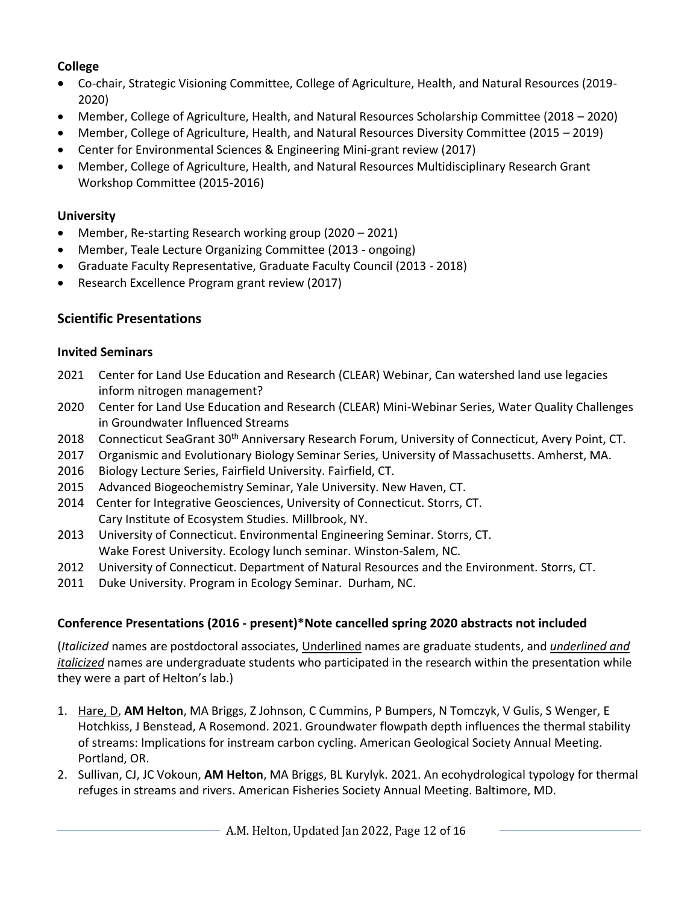### College

- Co-chair, Strategic Visioning Committee, College of Agriculture, Health, and Natural Resources (2019-2020)
- Member, College of Agriculture, Health, and Natural Resources Scholarship Committee (2018 – 2020)
- Member, College of Agriculture, Health, and Natural Resources Diversity Committee (2015 – 2019)
- Center for Environmental Sciences & Engineering Mini-grant review (2017)
- Member, College of Agriculture, Health, and Natural Resources Multidisciplinary Research Grant Workshop Committee (2015-2016)

### University

- Member, Re-starting Research working group (2020 – 2021)
- Member, Teale Lecture Organizing Committee (2013 - ongoing)
- Graduate Faculty Representative, Graduate Faculty Council (2013 - 2018)
- Research Excellence Program grant review (2017)

## Scientific Presentations

### Invited Seminars

2021 Center for Land Use Education and Research (CLEAR) Webinar, Can watershed land use legacies inform nitrogen management?

2020 Center for Land Use Education and Research (CLEAR) Mini-Webinar Series, Water Quality Challenges in Groundwater Influenced Streams

2018 Connecticut SeaGrant 30th Anniversary Research Forum, University of Connecticut, Avery Point, CT.

2017 Organismic and Evolutionary Biology Seminar Series, University of Massachusetts. Amherst, MA.

2016 Biology Lecture Series, Fairfield University. Fairfield, CT.

2015 Advanced Biogeochemistry Seminar, Yale University. New Haven, CT.

2014 Center for Integrative Geosciences, University of Connecticut. Storrs, CT.
Cary Institute of Ecosystem Studies. Millbrook, NY.

2013 University of Connecticut. Environmental Engineering Seminar. Storrs, CT.
Wake Forest University. Ecology lunch seminar. Winston-Salem, NC.

2012 University of Connecticut. Department of Natural Resources and the Environment. Storrs, CT.

2011 Duke University. Program in Ecology Seminar. Durham, NC.

### Conference Presentations (2016 - present)*Note cancelled spring 2020 abstracts not included

(*Italicized* names are postdoctoral associates, <u>Underlined</u> names are graduate students, and <u>*underlined and italicized*</u> names are undergraduate students who participated in the research within the presentation while they were a part of Helton's lab.)

1. <u>Hare, D</u>, **AM Helton**, MA Briggs, Z Johnson, C Cummins, P Bumpers, N Tomczyk, V Gulis, S Wenger, E Hotchkiss, J Benstead, A Rosemond. 2021. Groundwater flowpath depth influences the thermal stability of streams: Implications for instream carbon cycling. American Geological Society Annual Meeting. Portland, OR.
2. Sullivan, CJ, JC Vokoun, **AM Helton**, MA Briggs, BL Kurylyk. 2021. An ecohydrological typology for thermal refuges in streams and rivers. American Fisheries Society Annual Meeting. Baltimore, MD.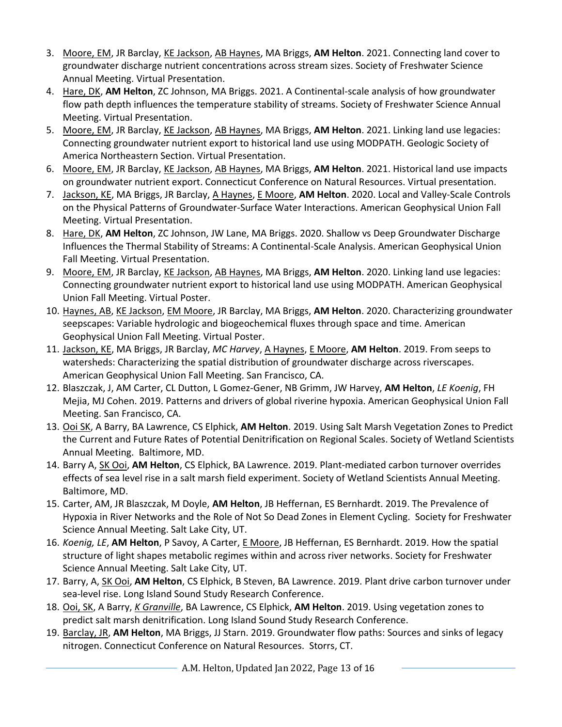3. Moore, EM, JR Barclay, KE Jackson, AB Haynes, MA Briggs, **AM Helton**. 2021. Connecting land cover to groundwater discharge nutrient concentrations across stream sizes. Society of Freshwater Science Annual Meeting. Virtual Presentation.
4. Hare, DK, **AM Helton**, ZC Johnson, MA Briggs. 2021. A Continental-scale analysis of how groundwater flow path depth influences the temperature stability of streams. Society of Freshwater Science Annual Meeting. Virtual Presentation.
5. Moore, EM, JR Barclay, KE Jackson, AB Haynes, MA Briggs, **AM Helton**. 2021. Linking land use legacies: Connecting groundwater nutrient export to historical land use using MODPATH. Geologic Society of America Northeastern Section. Virtual Presentation.
6. Moore, EM, JR Barclay, KE Jackson, AB Haynes, MA Briggs, **AM Helton**. 2021. Historical land use impacts on groundwater nutrient export. Connecticut Conference on Natural Resources. Virtual presentation.
7. Jackson, KE, MA Briggs, JR Barclay, A Haynes, E Moore, **AM Helton**. 2020. Local and Valley-Scale Controls on the Physical Patterns of Groundwater-Surface Water Interactions. American Geophysical Union Fall Meeting. Virtual Presentation.
8. Hare, DK, **AM Helton**, ZC Johnson, JW Lane, MA Briggs. 2020. Shallow vs Deep Groundwater Discharge Influences the Thermal Stability of Streams: A Continental-Scale Analysis. American Geophysical Union Fall Meeting. Virtual Presentation.
9. Moore, EM, JR Barclay, KE Jackson, AB Haynes, MA Briggs, **AM Helton**. 2020. Linking land use legacies: Connecting groundwater nutrient export to historical land use using MODPATH. American Geophysical Union Fall Meeting. Virtual Poster.
10. Haynes, AB, KE Jackson, EM Moore, JR Barclay, MA Briggs, **AM Helton**. 2020. Characterizing groundwater seepscapes: Variable hydrologic and biogeochemical fluxes through space and time. American Geophysical Union Fall Meeting. Virtual Poster.
11. Jackson, KE, MA Briggs, JR Barclay, *MC Harvey*, A Haynes, E Moore, **AM Helton**. 2019. From seeps to watersheds: Characterizing the spatial distribution of groundwater discharge across riverscapes. American Geophysical Union Fall Meeting. San Francisco, CA.
12. Blaszczak, J, AM Carter, CL Dutton, L Gomez-Gener, NB Grimm, JW Harvey, **AM Helton**, *LE Koenig*, FH Mejia, MJ Cohen. 2019. Patterns and drivers of global riverine hypoxia. American Geophysical Union Fall Meeting. San Francisco, CA.
13. Ooi SK, A Barry, BA Lawrence, CS Elphick, **AM Helton**. 2019. Using Salt Marsh Vegetation Zones to Predict the Current and Future Rates of Potential Denitrification on Regional Scales. Society of Wetland Scientists Annual Meeting. Baltimore, MD.
14. Barry A, SK Ooi, **AM Helton**, CS Elphick, BA Lawrence. 2019. Plant-mediated carbon turnover overrides effects of sea level rise in a salt marsh field experiment. Society of Wetland Scientists Annual Meeting. Baltimore, MD.
15. Carter, AM, JR Blaszczak, M Doyle, **AM Helton**, JB Heffernan, ES Bernhardt. 2019. The Prevalence of Hypoxia in River Networks and the Role of Not So Dead Zones in Element Cycling. Society for Freshwater Science Annual Meeting. Salt Lake City, UT.
16. *Koenig, LE*, **AM Helton**, P Savoy, A Carter, E Moore, JB Heffernan, ES Bernhardt. 2019. How the spatial structure of light shapes metabolic regimes within and across river networks. Society for Freshwater Science Annual Meeting. Salt Lake City, UT.
17. Barry, A, SK Ooi, **AM Helton**, CS Elphick, B Steven, BA Lawrence. 2019. Plant drive carbon turnover under sea-level rise. Long Island Sound Study Research Conference.
18. Ooi, SK, A Barry, *K Granville*, BA Lawrence, CS Elphick, **AM Helton**. 2019. Using vegetation zones to predict salt marsh denitrification. Long Island Sound Study Research Conference.
19. Barclay, JR, **AM Helton**, MA Briggs, JJ Starn. 2019. Groundwater flow paths: Sources and sinks of legacy nitrogen. Connecticut Conference on Natural Resources. Storrs, CT.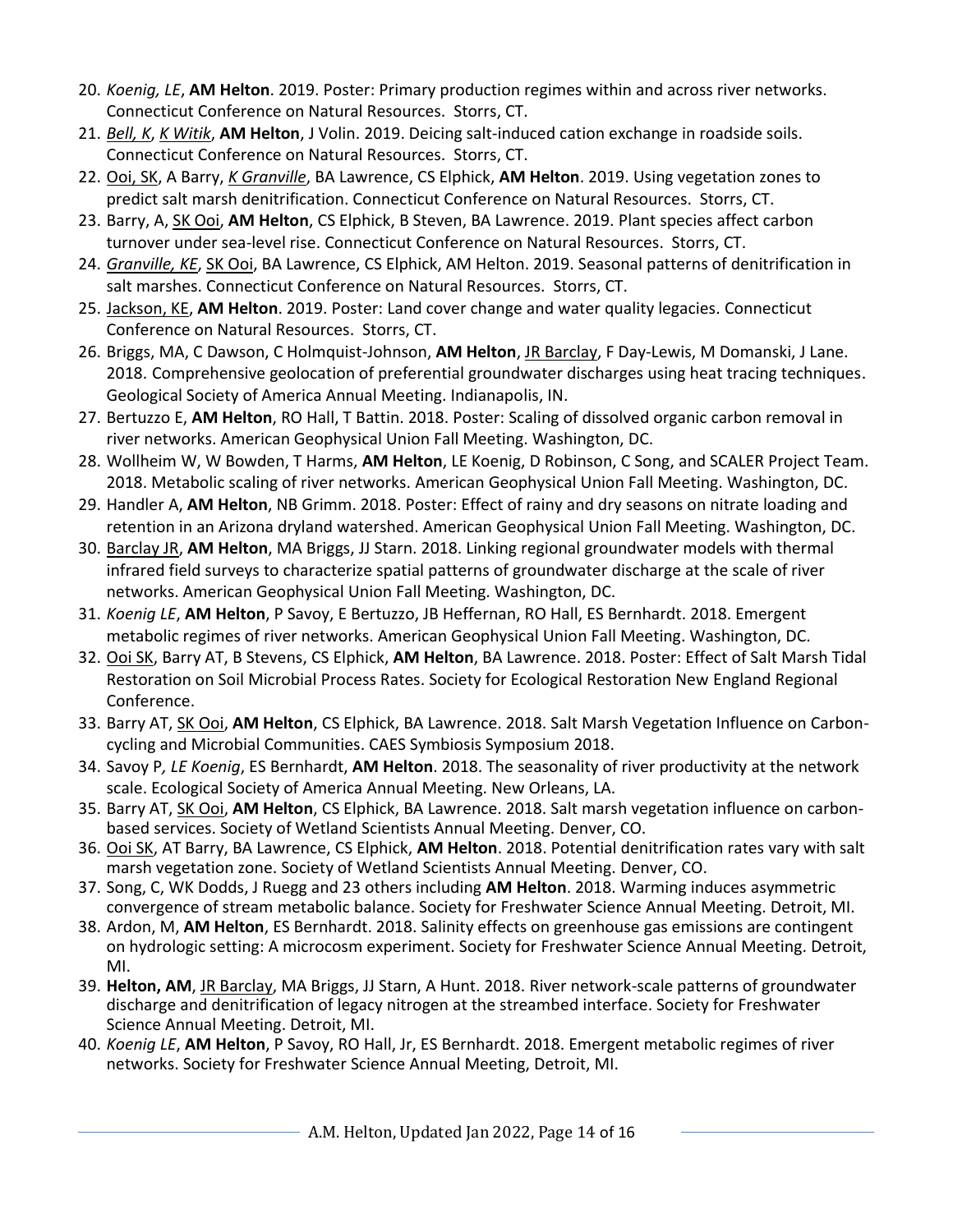20. *Koenig, LE*, **AM Helton**. 2019. Poster: Primary production regimes within and across river networks. Connecticut Conference on Natural Resources. Storrs, CT.
21. *Bell, K*, *K Witik*, **AM Helton**, J Volin. 2019. Deicing salt-induced cation exchange in roadside soils. Connecticut Conference on Natural Resources. Storrs, CT.
22. Ooi, SK, A Barry, *K Granville*, BA Lawrence, CS Elphick, **AM Helton**. 2019. Using vegetation zones to predict salt marsh denitrification. Connecticut Conference on Natural Resources. Storrs, CT.
23. Barry, A, SK Ooi, **AM Helton**, CS Elphick, B Steven, BA Lawrence. 2019. Plant species affect carbon turnover under sea-level rise. Connecticut Conference on Natural Resources. Storrs, CT.
24. *Granville, KE*, SK Ooi, BA Lawrence, CS Elphick, AM Helton. 2019. Seasonal patterns of denitrification in salt marshes. Connecticut Conference on Natural Resources. Storrs, CT.
25. Jackson, KE, **AM Helton**. 2019. Poster: Land cover change and water quality legacies. Connecticut Conference on Natural Resources. Storrs, CT.
26. Briggs, MA, C Dawson, C Holmquist-Johnson, **AM Helton**, JR Barclay, F Day-Lewis, M Domanski, J Lane. 2018. Comprehensive geolocation of preferential groundwater discharges using heat tracing techniques. Geological Society of America Annual Meeting. Indianapolis, IN.
27. Bertuzzo E, **AM Helton**, RO Hall, T Battin. 2018. Poster: Scaling of dissolved organic carbon removal in river networks. American Geophysical Union Fall Meeting. Washington, DC.
28. Wollheim W, W Bowden, T Harms, **AM Helton**, LE Koenig, D Robinson, C Song, and SCALER Project Team. 2018. Metabolic scaling of river networks. American Geophysical Union Fall Meeting. Washington, DC.
29. Handler A, **AM Helton**, NB Grimm. 2018. Poster: Effect of rainy and dry seasons on nitrate loading and retention in an Arizona dryland watershed. American Geophysical Union Fall Meeting. Washington, DC.
30. Barclay JR, **AM Helton**, MA Briggs, JJ Starn. 2018. Linking regional groundwater models with thermal infrared field surveys to characterize spatial patterns of groundwater discharge at the scale of river networks. American Geophysical Union Fall Meeting. Washington, DC.
31. *Koenig LE*, **AM Helton**, P Savoy, E Bertuzzo, JB Heffernan, RO Hall, ES Bernhardt. 2018. Emergent metabolic regimes of river networks. American Geophysical Union Fall Meeting. Washington, DC.
32. Ooi SK, Barry AT, B Stevens, CS Elphick, **AM Helton**, BA Lawrence. 2018. Poster: Effect of Salt Marsh Tidal Restoration on Soil Microbial Process Rates. Society for Ecological Restoration New England Regional Conference.
33. Barry AT, SK Ooi, **AM Helton**, CS Elphick, BA Lawrence. 2018. Salt Marsh Vegetation Influence on Carbon-cycling and Microbial Communities. CAES Symbiosis Symposium 2018.
34. Savoy P*, LE Koenig*, ES Bernhardt, **AM Helton**. 2018. The seasonality of river productivity at the network scale. Ecological Society of America Annual Meeting. New Orleans, LA.
35. Barry AT, SK Ooi, **AM Helton**, CS Elphick, BA Lawrence. 2018. Salt marsh vegetation influence on carbon-based services. Society of Wetland Scientists Annual Meeting. Denver, CO.
36. Ooi SK, AT Barry, BA Lawrence, CS Elphick, **AM Helton**. 2018. Potential denitrification rates vary with salt marsh vegetation zone. Society of Wetland Scientists Annual Meeting. Denver, CO.
37. Song, C, WK Dodds, J Ruegg and 23 others including **AM Helton**. 2018. Warming induces asymmetric convergence of stream metabolic balance. Society for Freshwater Science Annual Meeting. Detroit, MI.
38. Ardon, M, **AM Helton**, ES Bernhardt. 2018. Salinity effects on greenhouse gas emissions are contingent on hydrologic setting: A microcosm experiment. Society for Freshwater Science Annual Meeting. Detroit, MI.
39. **Helton, AM**, JR Barclay, MA Briggs, JJ Starn, A Hunt. 2018. River network-scale patterns of groundwater discharge and denitrification of legacy nitrogen at the streambed interface. Society for Freshwater Science Annual Meeting. Detroit, MI.
40. *Koenig LE*, **AM Helton**, P Savoy, RO Hall, Jr, ES Bernhardt. 2018. Emergent metabolic regimes of river networks. Society for Freshwater Science Annual Meeting, Detroit, MI.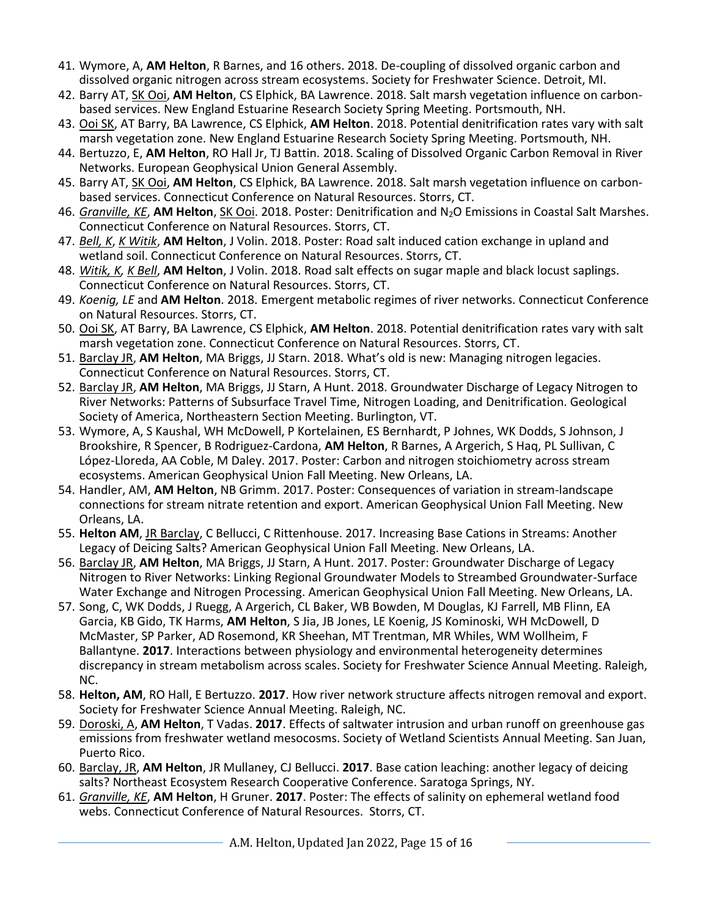41. Wymore, A, **AM Helton**, R Barnes, and 16 others. 2018. De-coupling of dissolved organic carbon and dissolved organic nitrogen across stream ecosystems. Society for Freshwater Science. Detroit, MI.
42. Barry AT, SK Ooi, **AM Helton**, CS Elphick, BA Lawrence. 2018. Salt marsh vegetation influence on carbon-based services. New England Estuarine Research Society Spring Meeting. Portsmouth, NH.
43. Ooi SK, AT Barry, BA Lawrence, CS Elphick, **AM Helton**. 2018. Potential denitrification rates vary with salt marsh vegetation zone. New England Estuarine Research Society Spring Meeting. Portsmouth, NH.
44. Bertuzzo, E, **AM Helton**, RO Hall Jr, TJ Battin. 2018. Scaling of Dissolved Organic Carbon Removal in River Networks. European Geophysical Union General Assembly.
45. Barry AT, SK Ooi, **AM Helton**, CS Elphick, BA Lawrence. 2018. Salt marsh vegetation influence on carbon-based services. Connecticut Conference on Natural Resources. Storrs, CT.
46. *Granville, KE*, **AM Helton**, SK Ooi. 2018. Poster: Denitrification and $N_2O$ Emissions in Coastal Salt Marshes. Connecticut Conference on Natural Resources. Storrs, CT.
47. *Bell, K*, *K Witik*, **AM Helton**, J Volin. 2018. Poster: Road salt induced cation exchange in upland and wetland soil. Connecticut Conference on Natural Resources. Storrs, CT.
48. *Witik, K*, *K Bell*, **AM Helton**, J Volin. 2018. Road salt effects on sugar maple and black locust saplings. Connecticut Conference on Natural Resources. Storrs, CT.
49. *Koenig, LE* and **AM Helton**. 2018. Emergent metabolic regimes of river networks. Connecticut Conference on Natural Resources. Storrs, CT.
50. Ooi SK, AT Barry, BA Lawrence, CS Elphick, **AM Helton**. 2018. Potential denitrification rates vary with salt marsh vegetation zone. Connecticut Conference on Natural Resources. Storrs, CT.
51. Barclay JR, **AM Helton**, MA Briggs, JJ Starn. 2018. What's old is new: Managing nitrogen legacies. Connecticut Conference on Natural Resources. Storrs, CT.
52. Barclay JR, **AM Helton**, MA Briggs, JJ Starn, A Hunt. 2018. Groundwater Discharge of Legacy Nitrogen to River Networks: Patterns of Subsurface Travel Time, Nitrogen Loading, and Denitrification. Geological Society of America, Northeastern Section Meeting. Burlington, VT.
53. Wymore, A, S Kaushal, WH McDowell, P Kortelainen, ES Bernhardt, P Johnes, WK Dodds, S Johnson, J Brookshire, R Spencer, B Rodriguez-Cardona, **AM Helton**, R Barnes, A Argerich, S Haq, PL Sullivan, C López-Lloreda, AA Coble, M Daley. 2017. Poster: Carbon and nitrogen stoichiometry across stream ecosystems. American Geophysical Union Fall Meeting. New Orleans, LA.
54. Handler, AM, **AM Helton**, NB Grimm. 2017. Poster: Consequences of variation in stream-landscape connections for stream nitrate retention and export. American Geophysical Union Fall Meeting. New Orleans, LA.
55. **Helton AM**, JR Barclay, C Bellucci, C Rittenhouse. 2017. Increasing Base Cations in Streams: Another Legacy of Deicing Salts? American Geophysical Union Fall Meeting. New Orleans, LA.
56. Barclay JR, **AM Helton**, MA Briggs, JJ Starn, A Hunt. 2017. Poster: Groundwater Discharge of Legacy Nitrogen to River Networks: Linking Regional Groundwater Models to Streambed Groundwater-Surface Water Exchange and Nitrogen Processing. American Geophysical Union Fall Meeting. New Orleans, LA.
57. Song, C, WK Dodds, J Ruegg, A Argerich, CL Baker, WB Bowden, M Douglas, KJ Farrell, MB Flinn, EA Garcia, KB Gido, TK Harms, **AM Helton**, S Jia, JB Jones, LE Koenig, JS Kominoski, WH McDowell, D McMaster, SP Parker, AD Rosemond, KR Sheehan, MT Trentman, MR Whiles, WM Wollheim, F Ballantyne. **2017**. Interactions between physiology and environmental heterogeneity determines discrepancy in stream metabolism across scales. Society for Freshwater Science Annual Meeting. Raleigh, NC.
58. **Helton, AM**, RO Hall, E Bertuzzo. **2017**. How river network structure affects nitrogen removal and export. Society for Freshwater Science Annual Meeting. Raleigh, NC.
59. Doroski, A, **AM Helton**, T Vadas. **2017**. Effects of saltwater intrusion and urban runoff on greenhouse gas emissions from freshwater wetland mesocosms. Society of Wetland Scientists Annual Meeting. San Juan, Puerto Rico.
60. Barclay, JR, **AM Helton**, JR Mullaney, CJ Bellucci. **2017**. Base cation leaching: another legacy of deicing salts? Northeast Ecosystem Research Cooperative Conference. Saratoga Springs, NY.
61. *Granville, KE*, **AM Helton**, H Gruner. **2017**. Poster: The effects of salinity on ephemeral wetland food webs. Connecticut Conference of Natural Resources. Storrs, CT.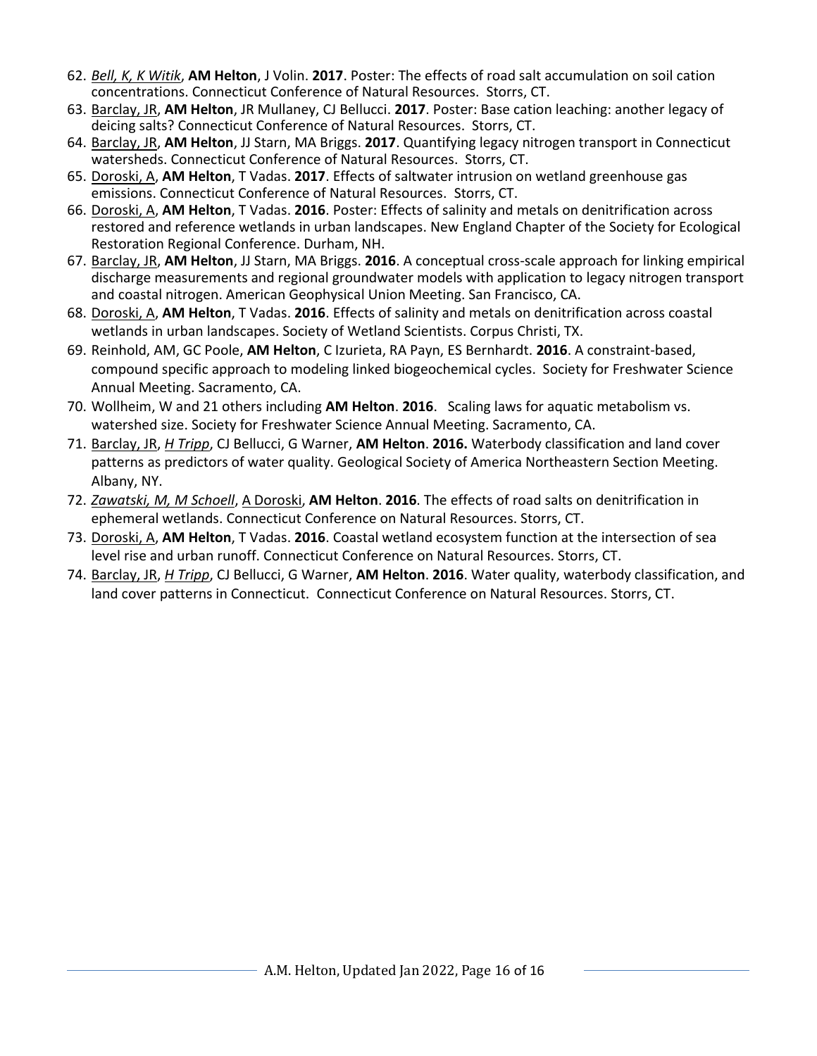62. <u>*Bell, K, K Witik*</u>, **AM Helton**, J Volin. **2017**. Poster: The effects of road salt accumulation on soil cation concentrations. Connecticut Conference of Natural Resources. Storrs, CT.
63. <u>Barclay, JR</u>, **AM Helton**, JR Mullaney, CJ Bellucci. **2017**. Poster: Base cation leaching: another legacy of deicing salts? Connecticut Conference of Natural Resources. Storrs, CT.
64. <u>Barclay, JR</u>, **AM Helton**, JJ Starn, MA Briggs. **2017**. Quantifying legacy nitrogen transport in Connecticut watersheds. Connecticut Conference of Natural Resources. Storrs, CT.
65. <u>Doroski, A</u>, **AM Helton**, T Vadas. **2017**. Effects of saltwater intrusion on wetland greenhouse gas emissions. Connecticut Conference of Natural Resources. Storrs, CT.
66. <u>Doroski, A</u>, **AM Helton**, T Vadas. **2016**. Poster: Effects of salinity and metals on denitrification across restored and reference wetlands in urban landscapes. New England Chapter of the Society for Ecological Restoration Regional Conference. Durham, NH.
67. <u>Barclay, JR</u>, **AM Helton**, JJ Starn, MA Briggs. **2016**. A conceptual cross-scale approach for linking empirical discharge measurements and regional groundwater models with application to legacy nitrogen transport and coastal nitrogen. American Geophysical Union Meeting. San Francisco, CA.
68. <u>Doroski, A</u>, **AM Helton**, T Vadas. **2016**. Effects of salinity and metals on denitrification across coastal wetlands in urban landscapes. Society of Wetland Scientists. Corpus Christi, TX.
69. Reinhold, AM, GC Poole, **AM Helton**, C Izurieta, RA Payn, ES Bernhardt. **2016**. A constraint-based, compound specific approach to modeling linked biogeochemical cycles. Society for Freshwater Science Annual Meeting. Sacramento, CA.
70. Wollheim, W and 21 others including **AM Helton**. **2016**. Scaling laws for aquatic metabolism vs. watershed size. Society for Freshwater Science Annual Meeting. Sacramento, CA.
71. <u>Barclay, JR</u>, <u>*H Tripp*</u>, CJ Bellucci, G Warner, **AM Helton**. **2016.** Waterbody classification and land cover patterns as predictors of water quality. Geological Society of America Northeastern Section Meeting. Albany, NY.
72. <u>*Zawatski, M, M Schoell*</u>, <u>A Doroski</u>, **AM Helton**. **2016**. The effects of road salts on denitrification in ephemeral wetlands. Connecticut Conference on Natural Resources. Storrs, CT.
73. <u>Doroski, A</u>, **AM Helton**, T Vadas. **2016**. Coastal wetland ecosystem function at the intersection of sea level rise and urban runoff. Connecticut Conference on Natural Resources. Storrs, CT.
74. <u>Barclay, JR</u>, <u>*H Tripp*</u>, CJ Bellucci, G Warner, **AM Helton**. **2016**. Water quality, waterbody classification, and land cover patterns in Connecticut. Connecticut Conference on Natural Resources. Storrs, CT.